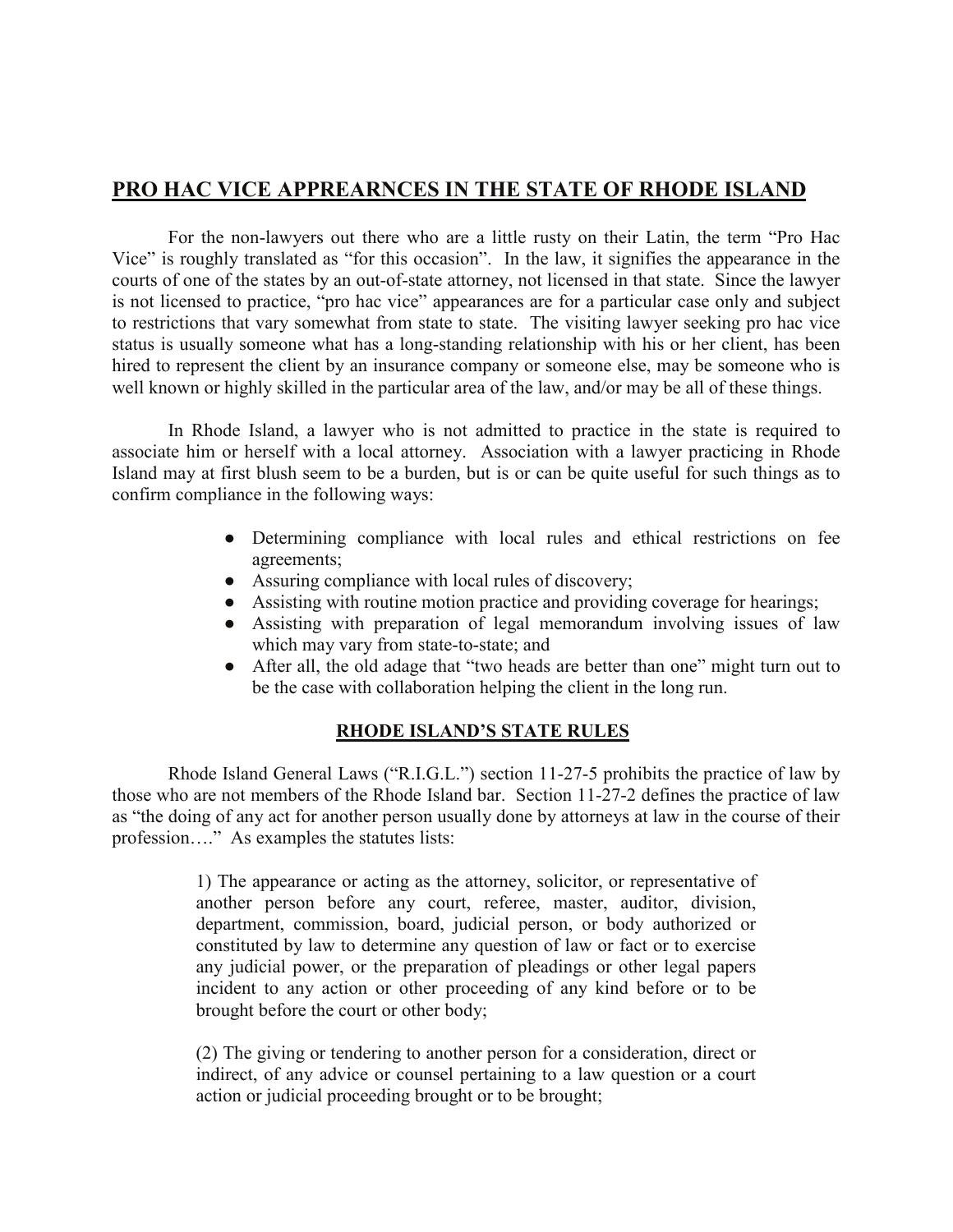## PRO HAC VICE APPREARNCES IN THE STATE OF RHODE ISLAND

For the non-lawyers out there who are a little rusty on their Latin, the term "Pro Hac Vice" is roughly translated as "for this occasion". In the law, it signifies the appearance in the courts of one of the states by an out-of-state attorney, not licensed in that state. Since the lawyer is not licensed to practice, "pro hac vice" appearances are for a particular case only and subject to restrictions that vary somewhat from state to state. The visiting lawyer seeking pro hac vice status is usually someone what has a long-standing relationship with his or her client, has been hired to represent the client by an insurance company or someone else, may be someone who is well known or highly skilled in the particular area of the law, and/or may be all of these things.

In Rhode Island, a lawyer who is not admitted to practice in the state is required to associate him or herself with a local attorney. Association with a lawyer practicing in Rhode Island may at first blush seem to be a burden, but is or can be quite useful for such things as to confirm compliance in the following ways:

- Determining compliance with local rules and ethical restrictions on fee agreements;
- Assuring compliance with local rules of discovery;
- Assisting with routine motion practice and providing coverage for hearings;
- Assisting with preparation of legal memorandum involving issues of law which may vary from state-to-state; and
- After all, the old adage that "two heads are better than one" might turn out to be the case with collaboration helping the client in the long run.

### RHODE ISLAND'S STATE RULES

Rhode Island General Laws ("R.I.G.L.") section 11-27-5 prohibits the practice of law by those who are not members of the Rhode Island bar. Section 11-27-2 defines the practice of law as "the doing of any act for another person usually done by attorneys at law in the course of their profession…." As examples the statutes lists:

> 1) The appearance or acting as the attorney, solicitor, or representative of another person before any court, referee, master, auditor, division, department, commission, board, judicial person, or body authorized or constituted by law to determine any question of law or fact or to exercise any judicial power, or the preparation of pleadings or other legal papers incident to any action or other proceeding of any kind before or to be brought before the court or other body;
>
> (2) The giving or tendering to another person for a consideration, direct or indirect, of any advice or counsel pertaining to a law question or a court action or judicial proceeding brought or to be brought;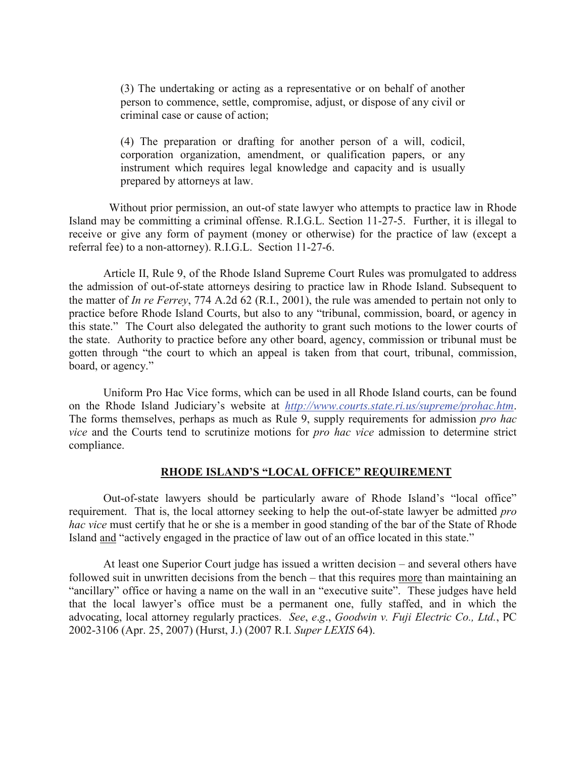(3) The undertaking or acting as a representative or on behalf of another person to commence, settle, compromise, adjust, or dispose of any civil or criminal case or cause of action;

(4) The preparation or drafting for another person of a will, codicil, corporation organization, amendment, or qualification papers, or any instrument which requires legal knowledge and capacity and is usually prepared by attorneys at law.

Without prior permission, an out-of state lawyer who attempts to practice law in Rhode Island may be committing a criminal offense. R.I.G.L. Section 11-27-5. Further, it is illegal to receive or give any form of payment (money or otherwise) for the practice of law (except a referral fee) to a non-attorney). R.I.G.L. Section 11-27-6.

Article II, Rule 9, of the Rhode Island Supreme Court Rules was promulgated to address the admission of out-of-state attorneys desiring to practice law in Rhode Island. Subsequent to the matter of *In re Ferrey*, 774 A.2d 62 (R.I., 2001), the rule was amended to pertain not only to practice before Rhode Island Courts, but also to any "tribunal, commission, board, or agency in this state." The Court also delegated the authority to grant such motions to the lower courts of the state. Authority to practice before any other board, agency, commission or tribunal must be gotten through "the court to which an appeal is taken from that court, tribunal, commission, board, or agency."

Uniform Pro Hac Vice forms, which can be used in all Rhode Island courts, can be found on the Rhode Island Judiciary's website at *http://www.courts.state.ri.us/supreme/prohac.htm*. The forms themselves, perhaps as much as Rule 9, supply requirements for admission *pro hac vice* and the Courts tend to scrutinize motions for *pro hac vice* admission to determine strict compliance.

## RHODE ISLAND'S "LOCAL OFFICE" REQUIREMENT

Out-of-state lawyers should be particularly aware of Rhode Island's "local office" requirement. That is, the local attorney seeking to help the out-of-state lawyer be admitted *pro hac vice* must certify that he or she is a member in good standing of the bar of the State of Rhode Island and "actively engaged in the practice of law out of an office located in this state."

At least one Superior Court judge has issued a written decision – and several others have followed suit in unwritten decisions from the bench – that this requires more than maintaining an "ancillary" office or having a name on the wall in an "executive suite". These judges have held that the local lawyer's office must be a permanent one, fully staffed, and in which the advocating, local attorney regularly practices. *See*, *e.g*., *Goodwin v. Fuji Electric Co., Ltd.*, PC 2002-3106 (Apr. 25, 2007) (Hurst, J.) (2007 R.I. *Super LEXIS* 64).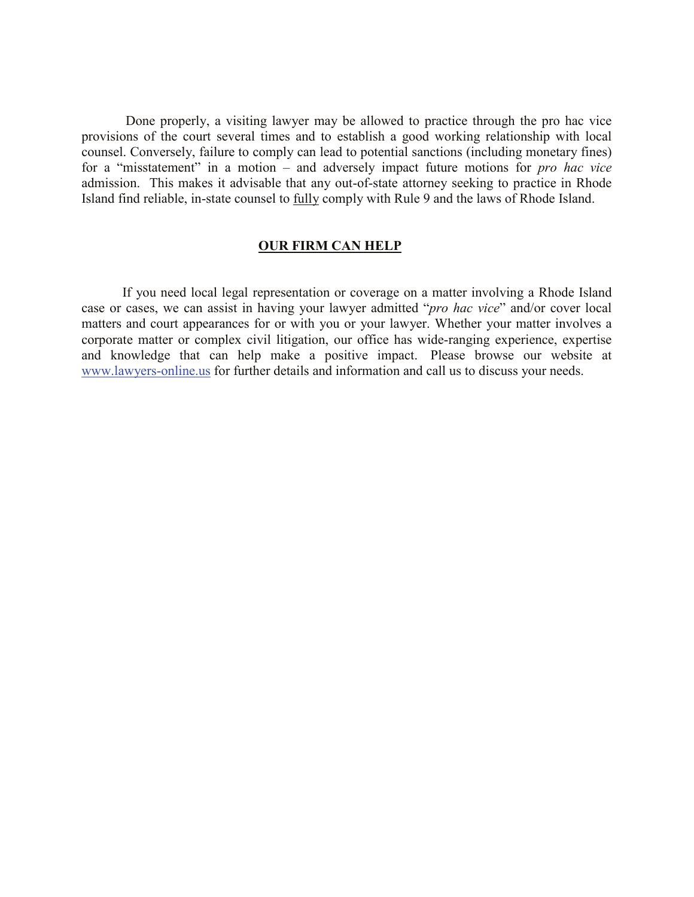Done properly, a visiting lawyer may be allowed to practice through the pro hac vice provisions of the court several times and to establish a good working relationship with local counsel. Conversely, failure to comply can lead to potential sanctions (including monetary fines) for a "misstatement" in a motion – and adversely impact future motions for *pro hac vice* admission. This makes it advisable that any out-of-state attorney seeking to practice in Rhode Island find reliable, in-state counsel to fully comply with Rule 9 and the laws of Rhode Island.

## OUR FIRM CAN HELP

If you need local legal representation or coverage on a matter involving a Rhode Island case or cases, we can assist in having your lawyer admitted "*pro hac vice*" and/or cover local matters and court appearances for or with you or your lawyer. Whether your matter involves a corporate matter or complex civil litigation, our office has wide-ranging experience, expertise and knowledge that can help make a positive impact. Please browse our website at [www.lawyers-online.us](http://www.lawyers-online.us) for further details and information and call us to discuss your needs.